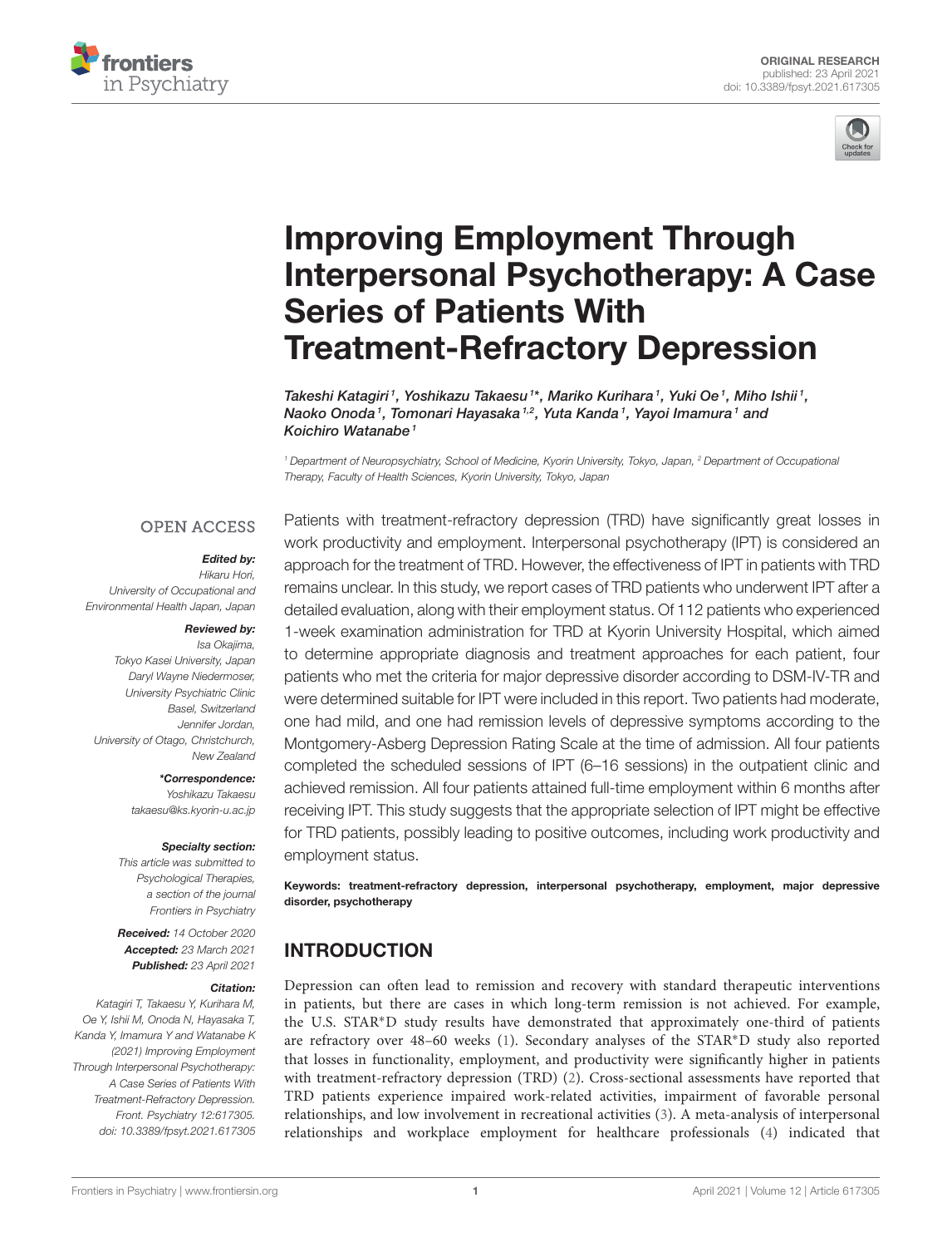ORIGINAL RESEARCH
published: 23 April 2021
doi: 10.3389/fpsyt.2021.617305

# Improving Employment Through Interpersonal Psychotherapy: A Case Series of Patients With Treatment-Refractory Depression

*Takeshi Katagiri[1], Yoshikazu Takaesu[1]\*, Mariko Kurihara[1], Yuki Oe[1], Miho Ishii[1], Naoko Onoda[1], Tomonari Hayasaka[1,2], Yuta Kanda[1], Yayoi Imamura[1] and Koichiro Watanabe[1]*

[1] Department of Neuropsychiatry, School of Medicine, Kyorin University, Tokyo, Japan, [2] Department of Occupational Therapy, Faculty of Health Sciences, Kyorin University, Tokyo, Japan

OPEN ACCESS

***Edited by:***
Hikaru Hori,
University of Occupational and Environmental Health Japan, Japan

***Reviewed by:***
Isa Okajima,
Tokyo Kasei University, Japan
Daryl Wayne Niedermoser,
University Psychiatric Clinic Basel, Switzerland
Jennifer Jordan,
University of Otago, Christchurch, New Zealand

***\*Correspondence:***
Yoshikazu Takaesu
takaesu@ks.kyorin-u.ac.jp

***Specialty section:***
This article was submitted to Psychological Therapies, a section of the journal Frontiers in Psychiatry

***Received:*** 14 October 2020
***Accepted:*** 23 March 2021
***Published:*** 23 April 2021

***Citation:***
Katagiri T, Takaesu Y, Kurihara M, Oe Y, Ishii M, Onoda N, Hayasaka T, Kanda Y, Imamura Y and Watanabe K (2021) Improving Employment Through Interpersonal Psychotherapy: A Case Series of Patients With Treatment-Refractory Depression. Front. Psychiatry 12:617305. doi: 10.3389/fpsyt.2021.617305

Patients with treatment-refractory depression (TRD) have significantly great losses in work productivity and employment. Interpersonal psychotherapy (IPT) is considered an approach for the treatment of TRD. However, the effectiveness of IPT in patients with TRD remains unclear. In this study, we report cases of TRD patients who underwent IPT after a detailed evaluation, along with their employment status. Of 112 patients who experienced 1-week examination administration for TRD at Kyorin University Hospital, which aimed to determine appropriate diagnosis and treatment approaches for each patient, four patients who met the criteria for major depressive disorder according to DSM-IV-TR and were determined suitable for IPT were included in this report. Two patients had moderate, one had mild, and one had remission levels of depressive symptoms according to the Montgomery-Asberg Depression Rating Scale at the time of admission. All four patients completed the scheduled sessions of IPT (6–16 sessions) in the outpatient clinic and achieved remission. All four patients attained full-time employment within 6 months after receiving IPT. This study suggests that the appropriate selection of IPT might be effective for TRD patients, possibly leading to positive outcomes, including work productivity and employment status.

**Keywords: treatment-refractory depression, interpersonal psychotherapy, employment, major depressive disorder, psychotherapy**

## INTRODUCTION

Depression can often lead to remission and recovery with standard therapeutic interventions in patients, but there are cases in which long-term remission is not achieved. For example, the U.S. STAR\*D study results have demonstrated that approximately one-third of patients are refractory over 48–60 weeks (1). Secondary analyses of the STAR\*D study also reported that losses in functionality, employment, and productivity were significantly higher in patients with treatment-refractory depression (TRD) (2). Cross-sectional assessments have reported that TRD patients experience impaired work-related activities, impairment of favorable personal relationships, and low involvement in recreational activities (3). A meta-analysis of interpersonal relationships and workplace employment for healthcare professionals (4) indicated that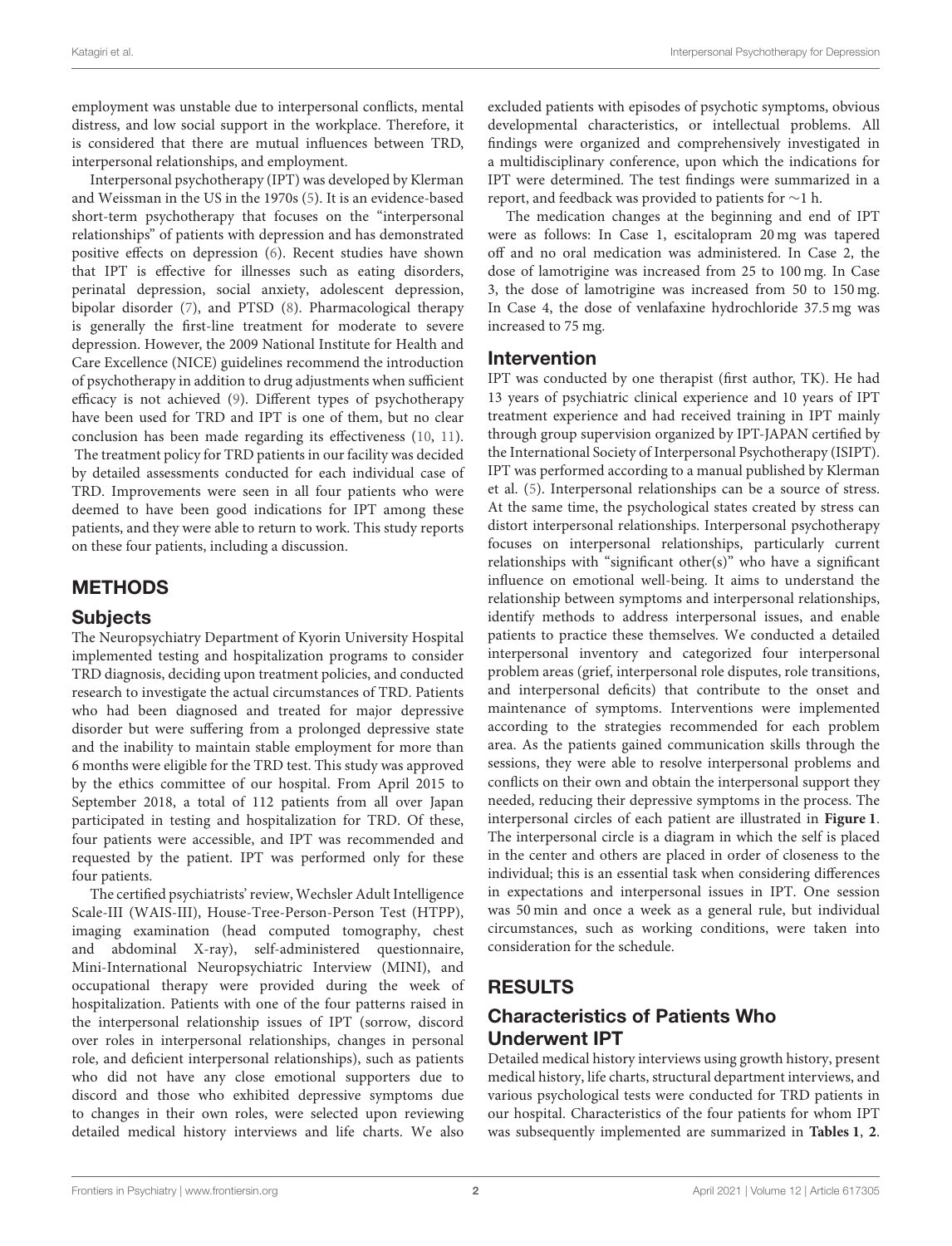employment was unstable due to interpersonal conflicts, mental distress, and low social support in the workplace. Therefore, it is considered that there are mutual influences between TRD, interpersonal relationships, and employment.

Interpersonal psychotherapy (IPT) was developed by Klerman and Weissman in the US in the 1970s (5). It is an evidence-based short-term psychotherapy that focuses on the "interpersonal relationships" of patients with depression and has demonstrated positive effects on depression (6). Recent studies have shown that IPT is effective for illnesses such as eating disorders, perinatal depression, social anxiety, adolescent depression, bipolar disorder (7), and PTSD (8). Pharmacological therapy is generally the first-line treatment for moderate to severe depression. However, the 2009 National Institute for Health and Care Excellence (NICE) guidelines recommend the introduction of psychotherapy in addition to drug adjustments when sufficient efficacy is not achieved (9). Different types of psychotherapy have been used for TRD and IPT is one of them, but no clear conclusion has been made regarding its effectiveness (10, 11). The treatment policy for TRD patients in our facility was decided by detailed assessments conducted for each individual case of TRD. Improvements were seen in all four patients who were deemed to have been good indications for IPT among these patients, and they were able to return to work. This study reports on these four patients, including a discussion.

## METHODS

### Subjects

The Neuropsychiatry Department of Kyorin University Hospital implemented testing and hospitalization programs to consider TRD diagnosis, deciding upon treatment policies, and conducted research to investigate the actual circumstances of TRD. Patients who had been diagnosed and treated for major depressive disorder but were suffering from a prolonged depressive state and the inability to maintain stable employment for more than 6 months were eligible for the TRD test. This study was approved by the ethics committee of our hospital. From April 2015 to September 2018, a total of 112 patients from all over Japan participated in testing and hospitalization for TRD. Of these, four patients were accessible, and IPT was recommended and requested by the patient. IPT was performed only for these four patients.

The certified psychiatrists' review, Wechsler Adult Intelligence Scale-III (WAIS-III), House-Tree-Person-Person Test (HTPP), imaging examination (head computed tomography, chest and abdominal X-ray), self-administered questionnaire, Mini-International Neuropsychiatric Interview (MINI), and occupational therapy were provided during the week of hospitalization. Patients with one of the four patterns raised in the interpersonal relationship issues of IPT (sorrow, discord over roles in interpersonal relationships, changes in personal role, and deficient interpersonal relationships), such as patients who did not have any close emotional supporters due to discord and those who exhibited depressive symptoms due to changes in their own roles, were selected upon reviewing detailed medical history interviews and life charts. We also excluded patients with episodes of psychotic symptoms, obvious developmental characteristics, or intellectual problems. All findings were organized and comprehensively investigated in a multidisciplinary conference, upon which the indications for IPT were determined. The test findings were summarized in a report, and feedback was provided to patients for ∼1 h.

The medication changes at the beginning and end of IPT were as follows: In Case 1, escitalopram 20 mg was tapered off and no oral medication was administered. In Case 2, the dose of lamotrigine was increased from 25 to 100 mg. In Case 3, the dose of lamotrigine was increased from 50 to 150 mg. In Case 4, the dose of venlafaxine hydrochloride 37.5 mg was increased to 75 mg.

### Intervention

IPT was conducted by one therapist (first author, TK). He had 13 years of psychiatric clinical experience and 10 years of IPT treatment experience and had received training in IPT mainly through group supervision organized by IPT-JAPAN certified by the International Society of Interpersonal Psychotherapy (ISIPT). IPT was performed according to a manual published by Klerman et al. (5). Interpersonal relationships can be a source of stress. At the same time, the psychological states created by stress can distort interpersonal relationships. Interpersonal psychotherapy focuses on interpersonal relationships, particularly current relationships with "significant other(s)" who have a significant influence on emotional well-being. It aims to understand the relationship between symptoms and interpersonal relationships, identify methods to address interpersonal issues, and enable patients to practice these themselves. We conducted a detailed interpersonal inventory and categorized four interpersonal problem areas (grief, interpersonal role disputes, role transitions, and interpersonal deficits) that contribute to the onset and maintenance of symptoms. Interventions were implemented according to the strategies recommended for each problem area. As the patients gained communication skills through the sessions, they were able to resolve interpersonal problems and conflicts on their own and obtain the interpersonal support they needed, reducing their depressive symptoms in the process. The interpersonal circles of each patient are illustrated in **Figure 1**. The interpersonal circle is a diagram in which the self is placed in the center and others are placed in order of closeness to the individual; this is an essential task when considering differences in expectations and interpersonal issues in IPT. One session was 50 min and once a week as a general rule, but individual circumstances, such as working conditions, were taken into consideration for the schedule.

## RESULTS

### Characteristics of Patients Who Underwent IPT

Detailed medical history interviews using growth history, present medical history, life charts, structural department interviews, and various psychological tests were conducted for TRD patients in our hospital. Characteristics of the four patients for whom IPT was subsequently implemented are summarized in **Tables 1**, **2**.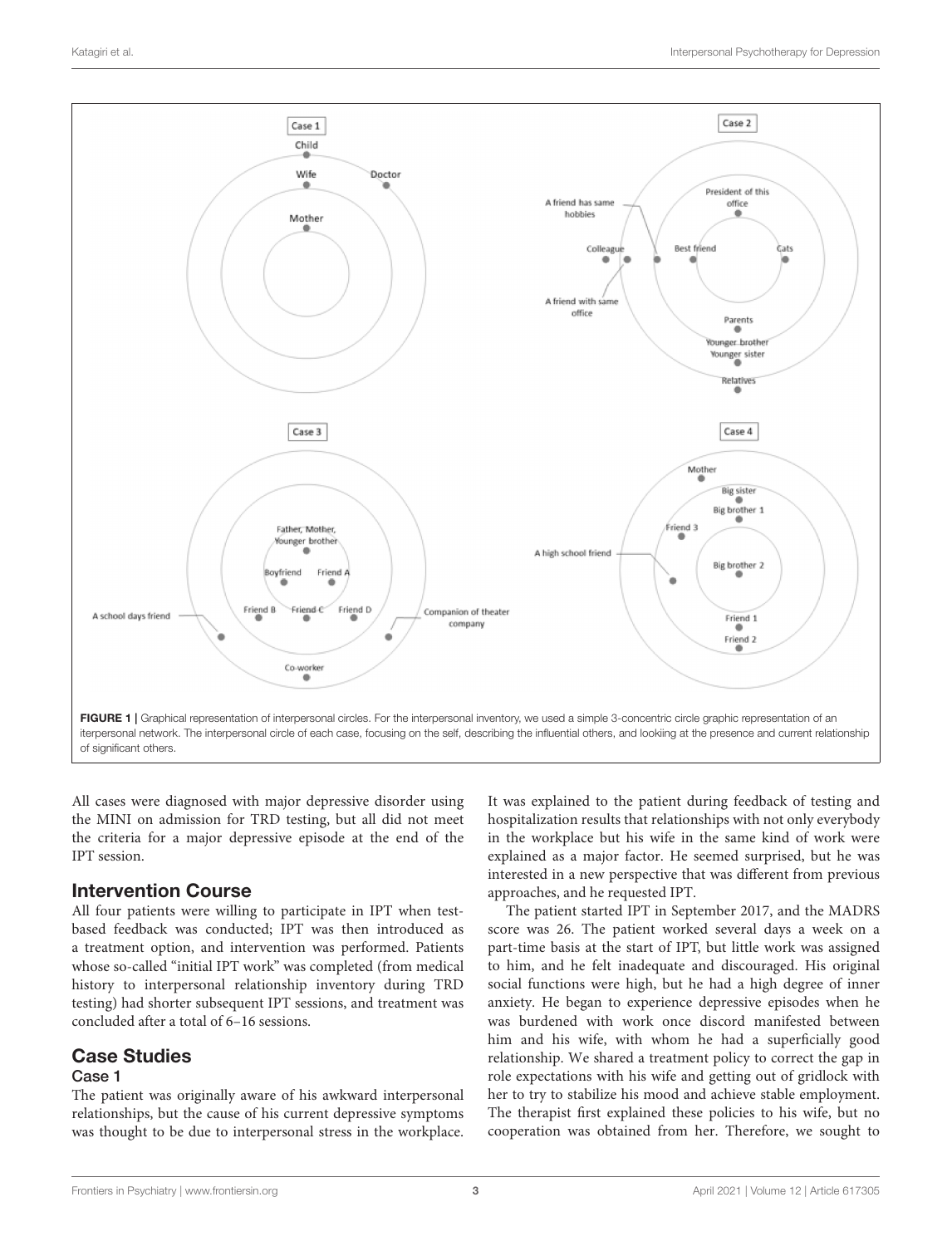FIGURE 1 | Graphical representation of interpersonal circles. For the interpersonal inventory, we used a simple 3-concentric circle graphic representation of an iterpersonal network. The interpersonal circle of each case, focusing on the self, describing the influential others, and lookiing at the presence and current relationship of significant others.

All cases were diagnosed with major depressive disorder using the MINI on admission for TRD testing, but all did not meet the criteria for a major depressive episode at the end of the IPT session.

## Intervention Course

All four patients were willing to participate in IPT when test-based feedback was conducted; IPT was then introduced as a treatment option, and intervention was performed. Patients whose so-called "initial IPT work" was completed (from medical history to interpersonal relationship inventory during TRD testing) had shorter subsequent IPT sessions, and treatment was concluded after a total of 6–16 sessions.

## Case Studies

### Case 1

The patient was originally aware of his awkward interpersonal relationships, but the cause of his current depressive symptoms was thought to be due to interpersonal stress in the workplace. It was explained to the patient during feedback of testing and hospitalization results that relationships with not only everybody in the workplace but his wife in the same kind of work were explained as a major factor. He seemed surprised, but he was interested in a new perspective that was different from previous approaches, and he requested IPT.

The patient started IPT in September 2017, and the MADRS score was 26. The patient worked several days a week on a part-time basis at the start of IPT, but little work was assigned to him, and he felt inadequate and discouraged. His original social functions were high, but he had a high degree of inner anxiety. He began to experience depressive episodes when he was burdened with work once discord manifested between him and his wife, with whom he had a superficially good relationship. We shared a treatment policy to correct the gap in role expectations with his wife and getting out of gridlock with her to try to stabilize his mood and achieve stable employment. The therapist first explained these policies to his wife, but no cooperation was obtained from her. Therefore, we sought to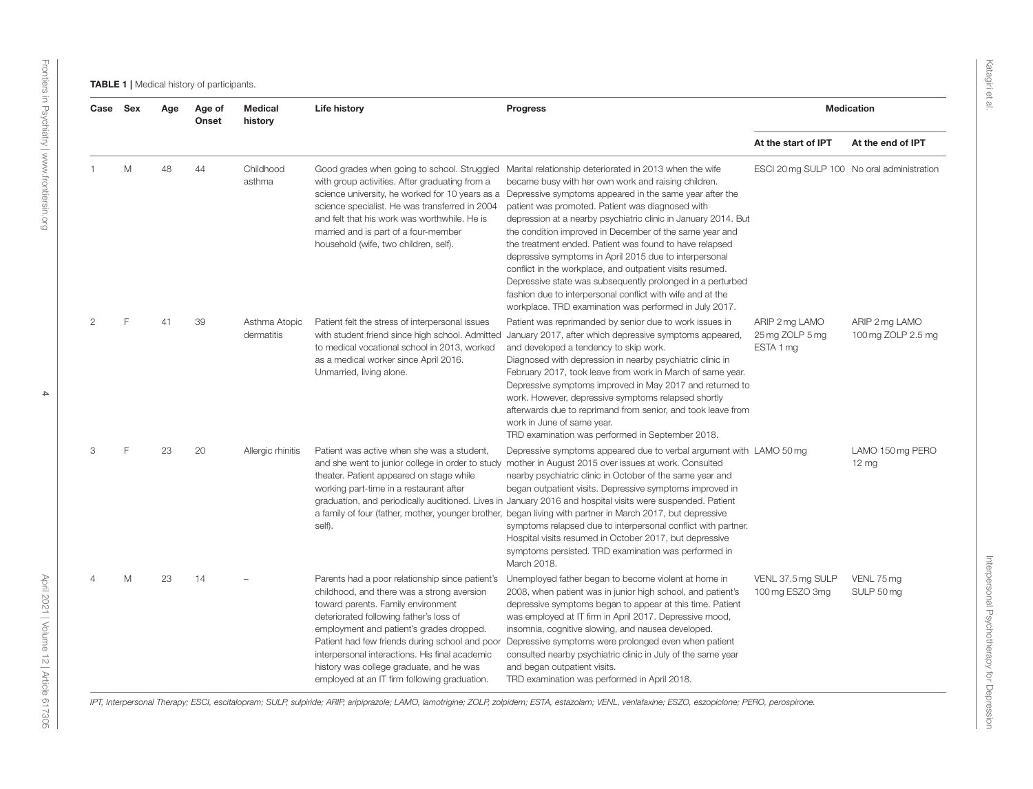**TABLE 1** | Medical history of participants.

| Case | Sex | Age | Age of Onset | Medical history | Life history | Progress | Medication | |
|---|---|---|---|---|---|---|---|---|
| | | | | | | | At the start of IPT | At the end of IPT |
| 1 | M | 48 | 44 | Childhood asthma | Good grades when going to school. Struggled with group activities. After graduating from a science university, he worked for 10 years as a science specialist. He was transferred in 2004 and felt that his work was worthwhile. He is married and is part of a four-member household (wife, two children, self). | Marital relationship deteriorated in 2013 when the wife became busy with her own work and raising children. Depressive symptoms appeared in the same year after the patient was promoted. Patient was diagnosed with depression at a nearby psychiatric clinic in January 2014. But the condition improved in December of the same year and the treatment ended. Patient was found to have relapsed depressive symptoms in April 2015 due to interpersonal conflict in the workplace, and outpatient visits resumed. Depressive state was subsequently prolonged in a perturbed fashion due to interpersonal conflict with wife and at the workplace. TRD examination was performed in July 2017. | ESCI 20 mg SULP 100 | No oral administration |
| 2 | F | 41 | 39 | Asthma Atopic dermatitis | Patient felt the stress of interpersonal issues with student friend since high school. Admitted to medical vocational school in 2013, worked as a medical worker since April 2016. Unmarried, living alone. | Patient was reprimanded by senior due to work issues in January 2017, after which depressive symptoms appeared, and developed a tendency to skip work. Diagnosed with depression in nearby psychiatric clinic in February 2017, took leave from work in March of same year. Depressive symptoms improved in May 2017 and returned to work. However, depressive symptoms relapsed shortly afterwards due to reprimand from senior, and took leave from work in June of same year. TRD examination was performed in September 2018. | ARIP 2 mg LAMO 25 mg ZOLP 5 mg ESTA 1 mg | ARIP 2 mg LAMO 100 mg ZOLP 2.5 mg |
| 3 | F | 23 | 20 | Allergic rhinitis | Patient was active when she was a student, and she went to junior college in order to study theater. Patient appeared on stage while working part-time in a restaurant after graduation, and periodically auditioned. Lives in a family of four (father, mother, younger brother, self). | Depressive symptoms appeared due to verbal argument with mother in August 2015 over issues at work. Consulted nearby psychiatric clinic in October of the same year and began outpatient visits. Depressive symptoms improved in January 2016 and hospital visits were suspended. Patient began living with partner in March 2017, but depressive symptoms relapsed due to interpersonal conflict with partner. Hospital visits resumed in October 2017, but depressive symptoms persisted. TRD examination was performed in March 2018. | LAMO 50 mg | LAMO 150 mg PERO 12 mg |
| 4 | M | 23 | 14 | – | Parents had a poor relationship since patient's childhood, and there was a strong aversion toward parents. Family environment deteriorated following father's loss of employment and patient's grades dropped. Patient had few friends during school and poor interpersonal interactions. His final academic history was college graduate, and he was employed at an IT firm following graduation. | Unemployed father began to become violent at home in 2008, when patient was in junior high school, and patient's depressive symptoms began to appear at this time. Patient was employed at IT firm in April 2017. Depressive mood, insomnia, cognitive slowing, and nausea developed. Depressive symptoms were prolonged even when patient consulted nearby psychiatric clinic in July of the same year and began outpatient visits. TRD examination was performed in April 2018. | VENL 37.5 mg SULP 100 mg ESZO 3mg | VENL 75 mg SULP 50 mg |

*IPT, Interpersonal Therapy; ESCI, escitalopram; SULP, sulpiride; ARIP, aripiprazole; LAMO, lamotrigine; ZOLP, zolpidem; ESTA, estazolam; VENL, venlafaxine; ESZO, eszopiclone; PERO, perospirone.*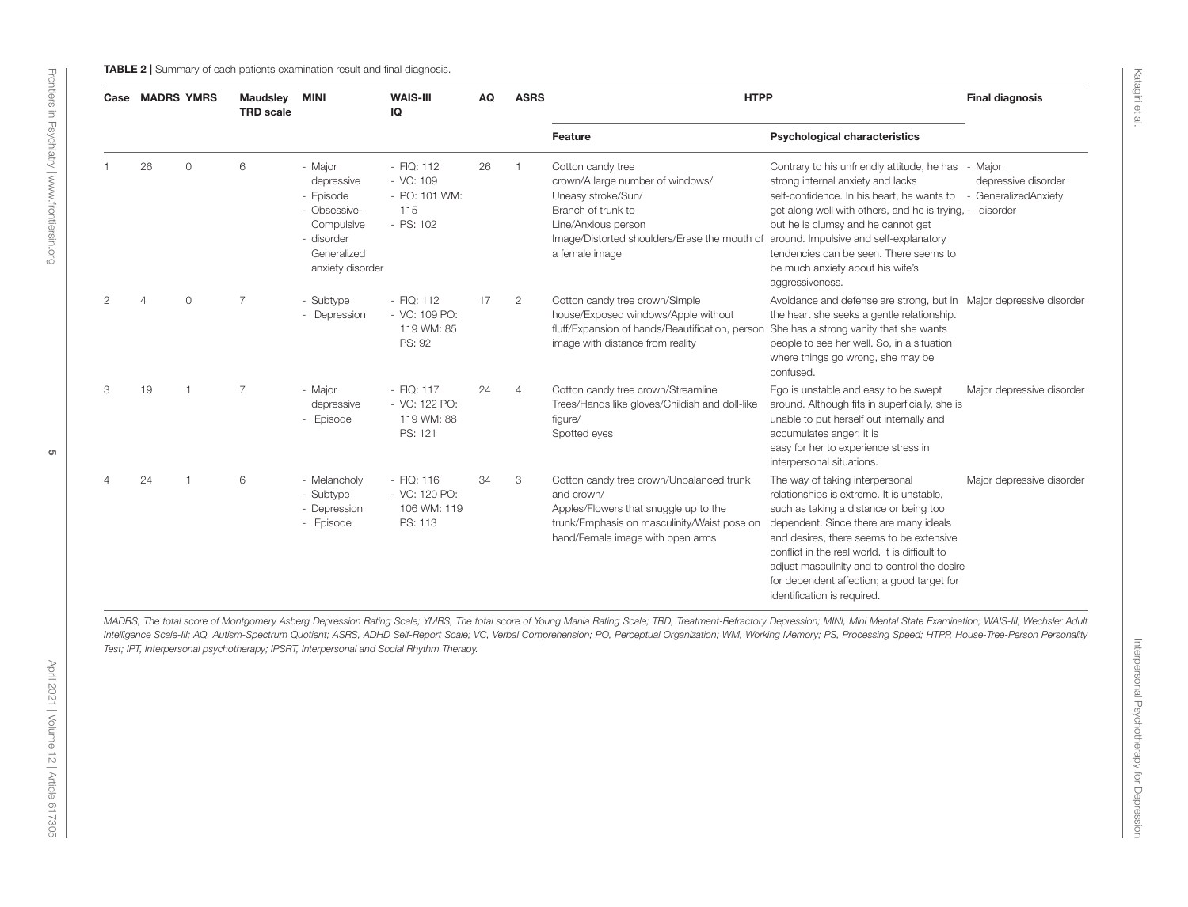**TABLE 2** | Summary of each patients examination result and final diagnosis.

| Case | MADRS | YMRS | Maudsley TRD scale | MINI | WAIS-III IQ | AQ | ASRS | HTPP | | Final diagnosis |
|---|---|---|---|---|---|---|---|---|---|---|
| | | | | | | | | Feature | Psychological characteristics | |
| 1 | 26 | 0 | 6 | - Major depressive - Episode - Obsessive-Compulsive - disorder Generalized anxiety disorder | - FIQ: 112 - VC: 109 - PO: 101 WM: 115 - PS: 102 | 26 | 1 | Cotton candy tree crown/A large number of windows/ Uneasy stroke/Sun/ Branch of trunk to Line/Anxious person Image/Distorted shoulders/Erase the mouth of a female image | Contrary to his unfriendly attitude, he has strong internal anxiety and lacks self-confidence. In his heart, he wants to get along well with others, and he is trying, but he is clumsy and he cannot get around. Impulsive and self-explanatory tendencies can be seen. There seems to be much anxiety about his wife's aggressiveness. | - Major depressive disorder - GeneralizedAnxiety - disorder |
| 2 | 4 | 0 | 7 | - Subtype - Depression | - FIQ: 112 - VC: 109 PO: 119 WM: 85 PS: 92 | 17 | 2 | Cotton candy tree crown/Simple house/Exposed windows/Apple without fluff/Expansion of hands/Beautification, person image with distance from reality | Avoidance and defense are strong, but in the heart she seeks a gentle relationship. She has a strong vanity that she wants people to see her well. So, in a situation where things go wrong, she may be confused. | Major depressive disorder |
| 3 | 19 | 1 | 7 | - Major depressive - Episode | - FIQ: 117 - VC: 122 PO: 119 WM: 88 PS: 121 | 24 | 4 | Cotton candy tree crown/Streamline Trees/Hands like gloves/Childish and doll-like figure/ Spotted eyes | Ego is unstable and easy to be swept around. Although fits in superficially, she is unable to put herself out internally and accumulates anger; it is easy for her to experience stress in interpersonal situations. | Major depressive disorder |
| 4 | 24 | 1 | 6 | - Melancholy - Subtype - Depression - Episode | - FIQ: 116 - VC: 120 PO: 106 WM: 119 PS: 113 | 34 | 3 | Cotton candy tree crown/Unbalanced trunk and crown/ Apples/Flowers that snuggle up to the trunk/Emphasis on masculinity/Waist pose on hand/Female image with open arms | The way of taking interpersonal relationships is extreme. It is unstable, such as taking a distance or being too dependent. Since there are many ideals and desires, there seems to be extensive conflict in the real world. It is difficult to adjust masculinity and to control the desire for dependent affection; a good target for identification is required. | Major depressive disorder |

*MADRS, The total score of Montgomery Asberg Depression Rating Scale; YMRS, The total score of Young Mania Rating Scale; TRD, Treatment-Refractory Depression; MINI, Mini Mental State Examination; WAIS-III, Wechsler Adult Intelligence Scale-III; AQ, Autism-Spectrum Quotient; ASRS, ADHD Self-Report Scale; VC, Verbal Comprehension; PO, Perceptual Organization; WM, Working Memory; PS, Processing Speed; HTPP, House-Tree-Person Personality Test; IPT, Interpersonal psychotherapy; IPSRT, Interpersonal and Social Rhythm Therapy.*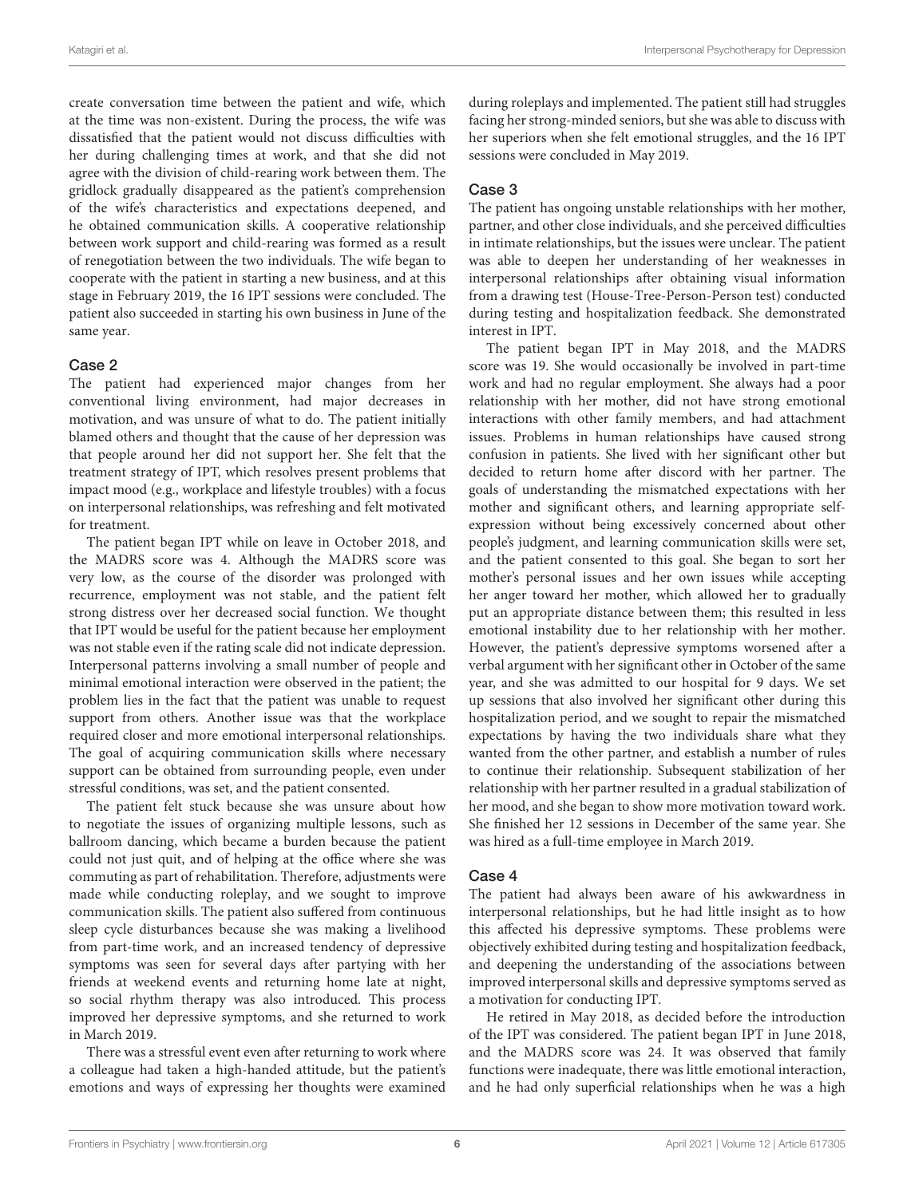create conversation time between the patient and wife, which at the time was non-existent. During the process, the wife was dissatisfied that the patient would not discuss difficulties with her during challenging times at work, and that she did not agree with the division of child-rearing work between them. The gridlock gradually disappeared as the patient's comprehension of the wife's characteristics and expectations deepened, and he obtained communication skills. A cooperative relationship between work support and child-rearing was formed as a result of renegotiation between the two individuals. The wife began to cooperate with the patient in starting a new business, and at this stage in February 2019, the 16 IPT sessions were concluded. The patient also succeeded in starting his own business in June of the same year.

### Case 2

The patient had experienced major changes from her conventional living environment, had major decreases in motivation, and was unsure of what to do. The patient initially blamed others and thought that the cause of her depression was that people around her did not support her. She felt that the treatment strategy of IPT, which resolves present problems that impact mood (e.g., workplace and lifestyle troubles) with a focus on interpersonal relationships, was refreshing and felt motivated for treatment.

The patient began IPT while on leave in October 2018, and the MADRS score was 4. Although the MADRS score was very low, as the course of the disorder was prolonged with recurrence, employment was not stable, and the patient felt strong distress over her decreased social function. We thought that IPT would be useful for the patient because her employment was not stable even if the rating scale did not indicate depression. Interpersonal patterns involving a small number of people and minimal emotional interaction were observed in the patient; the problem lies in the fact that the patient was unable to request support from others. Another issue was that the workplace required closer and more emotional interpersonal relationships. The goal of acquiring communication skills where necessary support can be obtained from surrounding people, even under stressful conditions, was set, and the patient consented.

The patient felt stuck because she was unsure about how to negotiate the issues of organizing multiple lessons, such as ballroom dancing, which became a burden because the patient could not just quit, and of helping at the office where she was commuting as part of rehabilitation. Therefore, adjustments were made while conducting roleplay, and we sought to improve communication skills. The patient also suffered from continuous sleep cycle disturbances because she was making a livelihood from part-time work, and an increased tendency of depressive symptoms was seen for several days after partying with her friends at weekend events and returning home late at night, so social rhythm therapy was also introduced. This process improved her depressive symptoms, and she returned to work in March 2019.

There was a stressful event even after returning to work where a colleague had taken a high-handed attitude, but the patient's emotions and ways of expressing her thoughts were examined during roleplays and implemented. The patient still had struggles facing her strong-minded seniors, but she was able to discuss with her superiors when she felt emotional struggles, and the 16 IPT sessions were concluded in May 2019.

### Case 3

The patient has ongoing unstable relationships with her mother, partner, and other close individuals, and she perceived difficulties in intimate relationships, but the issues were unclear. The patient was able to deepen her understanding of her weaknesses in interpersonal relationships after obtaining visual information from a drawing test (House-Tree-Person-Person test) conducted during testing and hospitalization feedback. She demonstrated interest in IPT.

The patient began IPT in May 2018, and the MADRS score was 19. She would occasionally be involved in part-time work and had no regular employment. She always had a poor relationship with her mother, did not have strong emotional interactions with other family members, and had attachment issues. Problems in human relationships have caused strong confusion in patients. She lived with her significant other but decided to return home after discord with her partner. The goals of understanding the mismatched expectations with her mother and significant others, and learning appropriate self-expression without being excessively concerned about other people's judgment, and learning communication skills were set, and the patient consented to this goal. She began to sort her mother's personal issues and her own issues while accepting her anger toward her mother, which allowed her to gradually put an appropriate distance between them; this resulted in less emotional instability due to her relationship with her mother. However, the patient's depressive symptoms worsened after a verbal argument with her significant other in October of the same year, and she was admitted to our hospital for 9 days. We set up sessions that also involved her significant other during this hospitalization period, and we sought to repair the mismatched expectations by having the two individuals share what they wanted from the other partner, and establish a number of rules to continue their relationship. Subsequent stabilization of her relationship with her partner resulted in a gradual stabilization of her mood, and she began to show more motivation toward work. She finished her 12 sessions in December of the same year. She was hired as a full-time employee in March 2019.

### Case 4

The patient had always been aware of his awkwardness in interpersonal relationships, but he had little insight as to how this affected his depressive symptoms. These problems were objectively exhibited during testing and hospitalization feedback, and deepening the understanding of the associations between improved interpersonal skills and depressive symptoms served as a motivation for conducting IPT.

He retired in May 2018, as decided before the introduction of the IPT was considered. The patient began IPT in June 2018, and the MADRS score was 24. It was observed that family functions were inadequate, there was little emotional interaction, and he had only superficial relationships when he was a high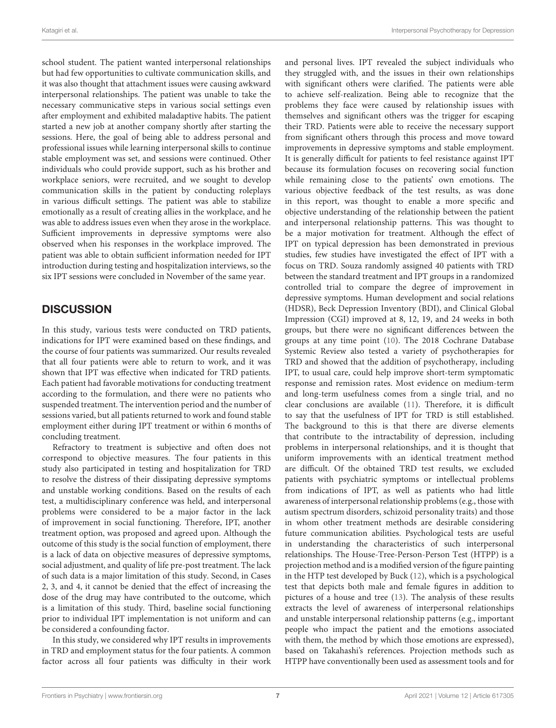school student. The patient wanted interpersonal relationships but had few opportunities to cultivate communication skills, and it was also thought that attachment issues were causing awkward interpersonal relationships. The patient was unable to take the necessary communicative steps in various social settings even after employment and exhibited maladaptive habits. The patient started a new job at another company shortly after starting the sessions. Here, the goal of being able to address personal and professional issues while learning interpersonal skills to continue stable employment was set, and sessions were continued. Other individuals who could provide support, such as his brother and workplace seniors, were recruited, and we sought to develop communication skills in the patient by conducting roleplays in various difficult settings. The patient was able to stabilize emotionally as a result of creating allies in the workplace, and he was able to address issues even when they arose in the workplace. Sufficient improvements in depressive symptoms were also observed when his responses in the workplace improved. The patient was able to obtain sufficient information needed for IPT introduction during testing and hospitalization interviews, so the six IPT sessions were concluded in November of the same year.

## DISCUSSION

In this study, various tests were conducted on TRD patients, indications for IPT were examined based on these findings, and the course of four patients was summarized. Our results revealed that all four patients were able to return to work, and it was shown that IPT was effective when indicated for TRD patients. Each patient had favorable motivations for conducting treatment according to the formulation, and there were no patients who suspended treatment. The intervention period and the number of sessions varied, but all patients returned to work and found stable employment either during IPT treatment or within 6 months of concluding treatment.

Refractory to treatment is subjective and often does not correspond to objective measures. The four patients in this study also participated in testing and hospitalization for TRD to resolve the distress of their dissipating depressive symptoms and unstable working conditions. Based on the results of each test, a multidisciplinary conference was held, and interpersonal problems were considered to be a major factor in the lack of improvement in social functioning. Therefore, IPT, another treatment option, was proposed and agreed upon. Although the outcome of this study is the social function of employment, there is a lack of data on objective measures of depressive symptoms, social adjustment, and quality of life pre-post treatment. The lack of such data is a major limitation of this study. Second, in Cases 2, 3, and 4, it cannot be denied that the effect of increasing the dose of the drug may have contributed to the outcome, which is a limitation of this study. Third, baseline social functioning prior to individual IPT implementation is not uniform and can be considered a confounding factor.

In this study, we considered why IPT results in improvements in TRD and employment status for the four patients. A common factor across all four patients was difficulty in their work and personal lives. IPT revealed the subject individuals who they struggled with, and the issues in their own relationships with significant others were clarified. The patients were able to achieve self-realization. Being able to recognize that the problems they face were caused by relationship issues with themselves and significant others was the trigger for escaping their TRD. Patients were able to receive the necessary support from significant others through this process and move toward improvements in depressive symptoms and stable employment. It is generally difficult for patients to feel resistance against IPT because its formulation focuses on recovering social function while remaining close to the patients' own emotions. The various objective feedback of the test results, as was done in this report, was thought to enable a more specific and objective understanding of the relationship between the patient and interpersonal relationship patterns. This was thought to be a major motivation for treatment. Although the effect of IPT on typical depression has been demonstrated in previous studies, few studies have investigated the effect of IPT with a focus on TRD. Souza randomly assigned 40 patients with TRD between the standard treatment and IPT groups in a randomized controlled trial to compare the degree of improvement in depressive symptoms. Human development and social relations (HDSR), Beck Depression Inventory (BDI), and Clinical Global Impression (CGI) improved at 8, 12, 19, and 24 weeks in both groups, but there were no significant differences between the groups at any time point (10). The 2018 Cochrane Database Systemic Review also tested a variety of psychotherapies for TRD and showed that the addition of psychotherapy, including IPT, to usual care, could help improve short-term symptomatic response and remission rates. Most evidence on medium-term and long-term usefulness comes from a single trial, and no clear conclusions are available (11). Therefore, it is difficult to say that the usefulness of IPT for TRD is still established. The background to this is that there are diverse elements that contribute to the intractability of depression, including problems in interpersonal relationships, and it is thought that uniform improvements with an identical treatment method are difficult. Of the obtained TRD test results, we excluded patients with psychiatric symptoms or intellectual problems from indications of IPT, as well as patients who had little awareness of interpersonal relationship problems (e.g., those with autism spectrum disorders, schizoid personality traits) and those in whom other treatment methods are desirable considering future communication abilities. Psychological tests are useful in understanding the characteristics of such interpersonal relationships. The House-Tree-Person-Person Test (HTPP) is a projection method and is a modified version of the figure painting in the HTP test developed by Buck (12), which is a psychological test that depicts both male and female figures in addition to pictures of a house and tree (13). The analysis of these results extracts the level of awareness of interpersonal relationships and unstable interpersonal relationship patterns (e.g., important people who impact the patient and the emotions associated with them, the method by which those emotions are expressed), based on Takahashi's references. Projection methods such as HTPP have conventionally been used as assessment tools and for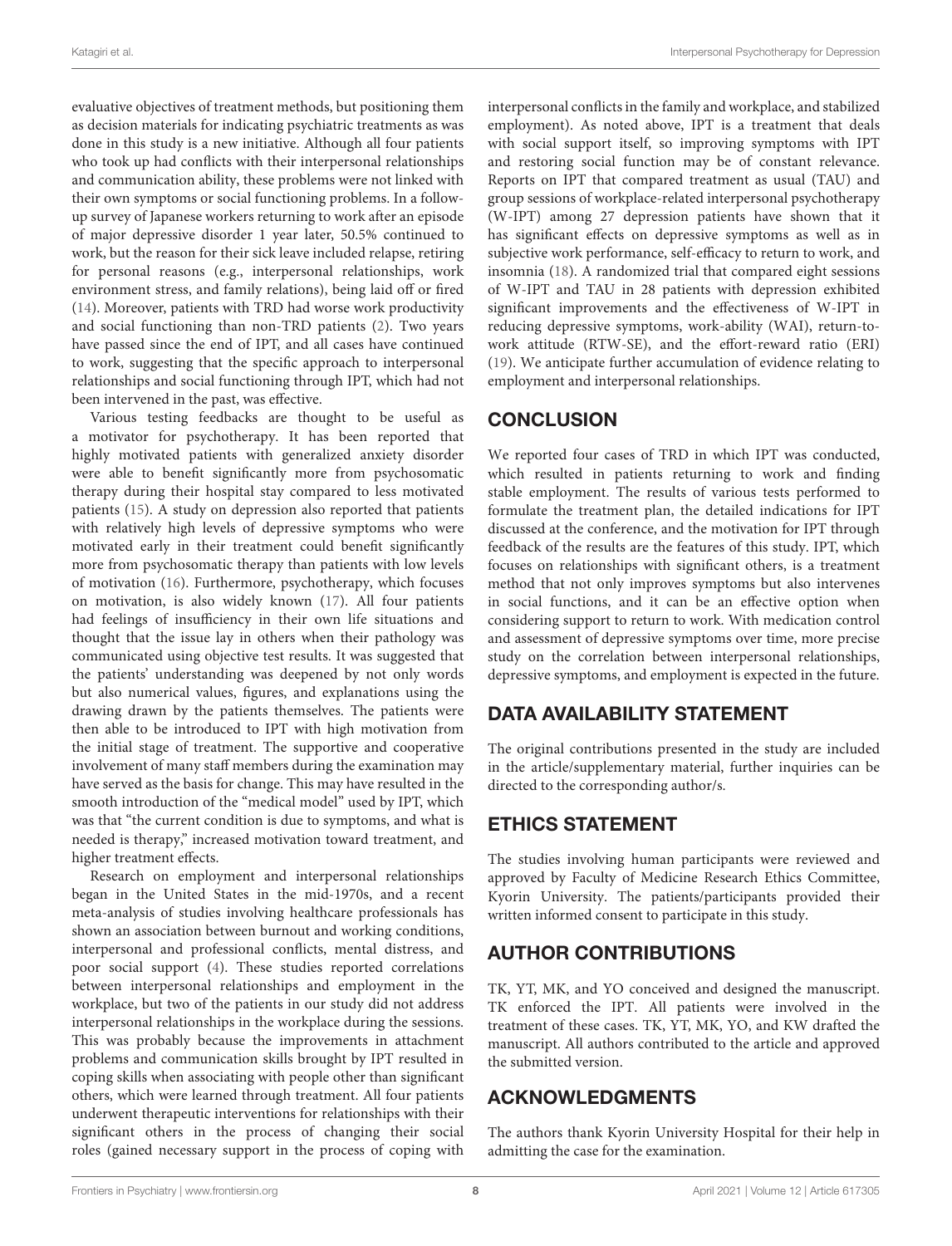evaluative objectives of treatment methods, but positioning them as decision materials for indicating psychiatric treatments as was done in this study is a new initiative. Although all four patients who took up had conflicts with their interpersonal relationships and communication ability, these problems were not linked with their own symptoms or social functioning problems. In a follow-up survey of Japanese workers returning to work after an episode of major depressive disorder 1 year later, 50.5% continued to work, but the reason for their sick leave included relapse, retiring for personal reasons (e.g., interpersonal relationships, work environment stress, and family relations), being laid off or fired (14). Moreover, patients with TRD had worse work productivity and social functioning than non-TRD patients (2). Two years have passed since the end of IPT, and all cases have continued to work, suggesting that the specific approach to interpersonal relationships and social functioning through IPT, which had not been intervened in the past, was effective.

Various testing feedbacks are thought to be useful as a motivator for psychotherapy. It has been reported that highly motivated patients with generalized anxiety disorder were able to benefit significantly more from psychosomatic therapy during their hospital stay compared to less motivated patients (15). A study on depression also reported that patients with relatively high levels of depressive symptoms who were motivated early in their treatment could benefit significantly more from psychosomatic therapy than patients with low levels of motivation (16). Furthermore, psychotherapy, which focuses on motivation, is also widely known (17). All four patients had feelings of insufficiency in their own life situations and thought that the issue lay in others when their pathology was communicated using objective test results. It was suggested that the patients' understanding was deepened by not only words but also numerical values, figures, and explanations using the drawing drawn by the patients themselves. The patients were then able to be introduced to IPT with high motivation from the initial stage of treatment. The supportive and cooperative involvement of many staff members during the examination may have served as the basis for change. This may have resulted in the smooth introduction of the "medical model" used by IPT, which was that "the current condition is due to symptoms, and what is needed is therapy," increased motivation toward treatment, and higher treatment effects.

Research on employment and interpersonal relationships began in the United States in the mid-1970s, and a recent meta-analysis of studies involving healthcare professionals has shown an association between burnout and working conditions, interpersonal and professional conflicts, mental distress, and poor social support (4). These studies reported correlations between interpersonal relationships and employment in the workplace, but two of the patients in our study did not address interpersonal relationships in the workplace during the sessions. This was probably because the improvements in attachment problems and communication skills brought by IPT resulted in coping skills when associating with people other than significant others, which were learned through treatment. All four patients underwent therapeutic interventions for relationships with their significant others in the process of changing their social roles (gained necessary support in the process of coping with interpersonal conflicts in the family and workplace, and stabilized employment). As noted above, IPT is a treatment that deals with social support itself, so improving symptoms with IPT and restoring social function may be of constant relevance. Reports on IPT that compared treatment as usual (TAU) and group sessions of workplace-related interpersonal psychotherapy (W-IPT) among 27 depression patients have shown that it has significant effects on depressive symptoms as well as in subjective work performance, self-efficacy to return to work, and insomnia (18). A randomized trial that compared eight sessions of W-IPT and TAU in 28 patients with depression exhibited significant improvements and the effectiveness of W-IPT in reducing depressive symptoms, work-ability (WAI), return-to-work attitude (RTW-SE), and the effort-reward ratio (ERI) (19). We anticipate further accumulation of evidence relating to employment and interpersonal relationships.

## CONCLUSION

We reported four cases of TRD in which IPT was conducted, which resulted in patients returning to work and finding stable employment. The results of various tests performed to formulate the treatment plan, the detailed indications for IPT discussed at the conference, and the motivation for IPT through feedback of the results are the features of this study. IPT, which focuses on relationships with significant others, is a treatment method that not only improves symptoms but also intervenes in social functions, and it can be an effective option when considering support to return to work. With medication control and assessment of depressive symptoms over time, more precise study on the correlation between interpersonal relationships, depressive symptoms, and employment is expected in the future.

## DATA AVAILABILITY STATEMENT

The original contributions presented in the study are included in the article/supplementary material, further inquiries can be directed to the corresponding author/s.

## ETHICS STATEMENT

The studies involving human participants were reviewed and approved by Faculty of Medicine Research Ethics Committee, Kyorin University. The patients/participants provided their written informed consent to participate in this study.

## AUTHOR CONTRIBUTIONS

TK, YT, MK, and YO conceived and designed the manuscript. TK enforced the IPT. All patients were involved in the treatment of these cases. TK, YT, MK, YO, and KW drafted the manuscript. All authors contributed to the article and approved the submitted version.

## ACKNOWLEDGMENTS

The authors thank Kyorin University Hospital for their help in admitting the case for the examination.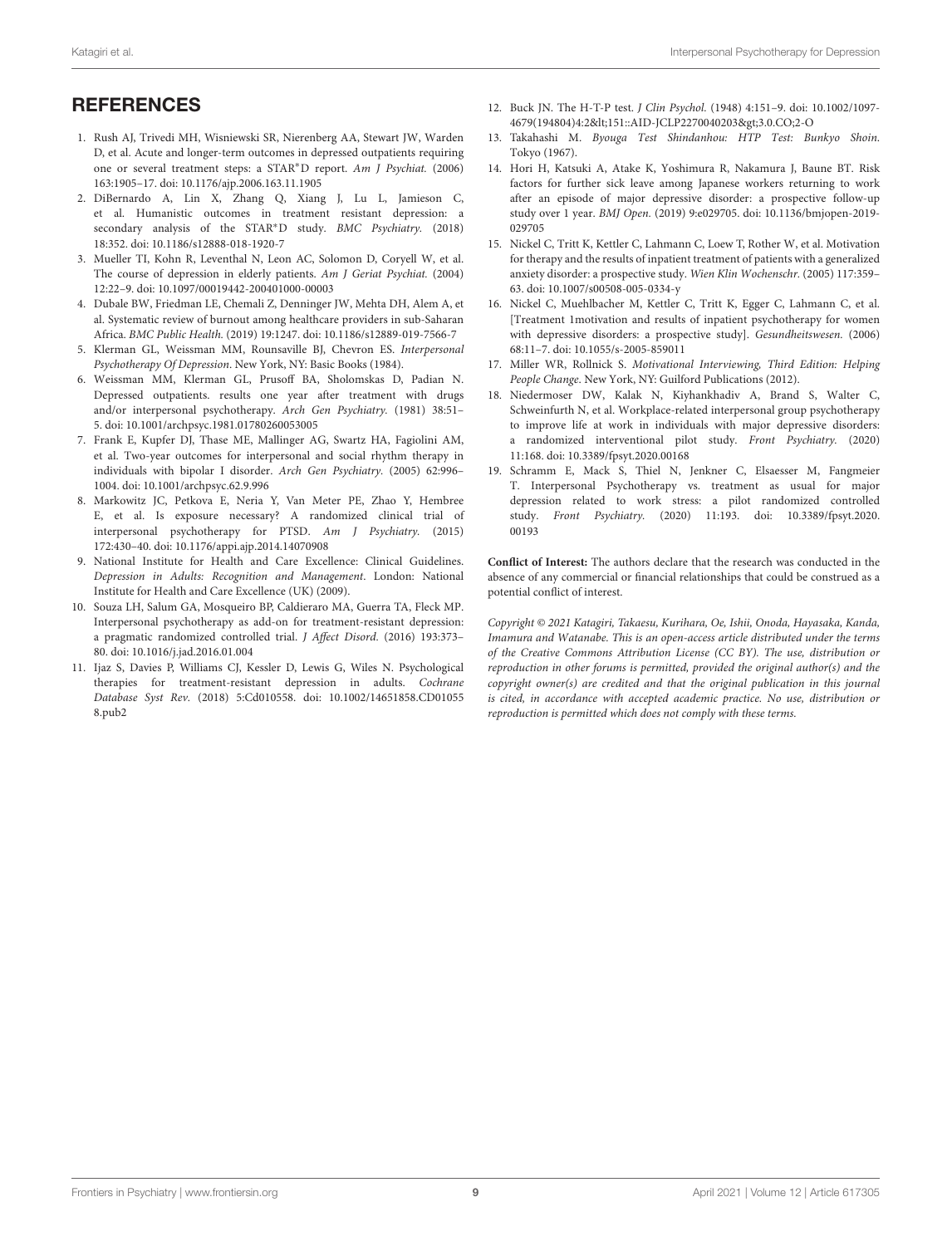## REFERENCES

1. Rush AJ, Trivedi MH, Wisniewski SR, Nierenberg AA, Stewart JW, Warden D, et al. Acute and longer-term outcomes in depressed outpatients requiring one or several treatment steps: a STAR*D report. *Am J Psychiat.* (2006) 163:1905–17. doi: 10.1176/ajp.2006.163.11.1905
2. DiBernardo A, Lin X, Zhang Q, Xiang J, Lu L, Jamieson C, et al. Humanistic outcomes in treatment resistant depression: a secondary analysis of the STAR*D study. *BMC Psychiatry.* (2018) 18:352. doi: 10.1186/s12888-018-1920-7
3. Mueller TI, Kohn R, Leventhal N, Leon AC, Solomon D, Coryell W, et al. The course of depression in elderly patients. *Am J Geriat Psychiat.* (2004) 12:22–9. doi: 10.1097/00019442-200401000-00003
4. Dubale BW, Friedman LE, Chemali Z, Denninger JW, Mehta DH, Alem A, et al. Systematic review of burnout among healthcare providers in sub-Saharan Africa. *BMC Public Health.* (2019) 19:1247. doi: 10.1186/s12889-019-7566-7
5. Klerman GL, Weissman MM, Rounsaville BJ, Chevron ES. *Interpersonal Psychotherapy Of Depression*. New York, NY: Basic Books (1984).
6. Weissman MM, Klerman GL, Prusoff BA, Sholomskas D, Padian N. Depressed outpatients. results one year after treatment with drugs and/or interpersonal psychotherapy. *Arch Gen Psychiatry.* (1981) 38:51–5. doi: 10.1001/archpsyc.1981.01780260053005
7. Frank E, Kupfer DJ, Thase ME, Mallinger AG, Swartz HA, Fagiolini AM, et al. Two-year outcomes for interpersonal and social rhythm therapy in individuals with bipolar I disorder. *Arch Gen Psychiatry.* (2005) 62:996–1004. doi: 10.1001/archpsyc.62.9.996
8. Markowitz JC, Petkova E, Neria Y, Van Meter PE, Zhao Y, Hembree E, et al. Is exposure necessary? A randomized clinical trial of interpersonal psychotherapy for PTSD. *Am J Psychiatry.* (2015) 172:430–40. doi: 10.1176/appi.ajp.2014.14070908
9. National Institute for Health and Care Excellence: Clinical Guidelines. *Depression in Adults: Recognition and Management*. London: National Institute for Health and Care Excellence (UK) (2009).
10. Souza LH, Salum GA, Mosqueiro BP, Caldieraro MA, Guerra TA, Fleck MP. Interpersonal psychotherapy as add-on for treatment-resistant depression: a pragmatic randomized controlled trial. *J Affect Disord.* (2016) 193:373–80. doi: 10.1016/j.jad.2016.01.004
11. Ijaz S, Davies P, Williams CJ, Kessler D, Lewis G, Wiles N. Psychological therapies for treatment-resistant depression in adults. *Cochrane Database Syst Rev.* (2018) 5:Cd010558. doi: 10.1002/14651858.CD010558.pub2
12. Buck JN. The H-T-P test. *J Clin Psychol.* (1948) 4:151–9. doi: 10.1002/1097-4679(194804)4:2&lt;151::AID-JCLP2270040203&gt;3.0.CO;2-O
13. Takahashi M. *Byouga Test Shindanhou: HTP Test: Bunkyo Shoin*. Tokyo (1967).
14. Hori H, Katsuki A, Atake K, Yoshimura R, Nakamura J, Baune BT. Risk factors for further sick leave among Japanese workers returning to work after an episode of major depressive disorder: a prospective follow-up study over 1 year. *BMJ Open.* (2019) 9:e029705. doi: 10.1136/bmjopen-2019-029705
15. Nickel C, Tritt K, Kettler C, Lahmann C, Loew T, Rother W, et al. Motivation for therapy and the results of inpatient treatment of patients with a generalized anxiety disorder: a prospective study. *Wien Klin Wochenschr.* (2005) 117:359–63. doi: 10.1007/s00508-005-0334-y
16. Nickel C, Muehlbacher M, Kettler C, Tritt K, Egger C, Lahmann C, et al. [Treatment 1motivation and results of inpatient psychotherapy for women with depressive disorders: a prospective study]. *Gesundheitswesen.* (2006) 68:11–7. doi: 10.1055/s-2005-859011
17. Miller WR, Rollnick S. *Motivational Interviewing, Third Edition: Helping People Change*. New York, NY: Guilford Publications (2012).
18. Niedermoser DW, Kalak N, Kiyhankhadiv A, Brand S, Walter C, Schweinfurth N, et al. Workplace-related interpersonal group psychotherapy to improve life at work in individuals with major depressive disorders: a randomized interventional pilot study. *Front Psychiatry.* (2020) 11:168. doi: 10.3389/fpsyt.2020.00168
19. Schramm E, Mack S, Thiel N, Jenkner C, Elsaesser M, Fangmeier T. Interpersonal Psychotherapy vs. treatment as usual for major depression related to work stress: a pilot randomized controlled study. *Front Psychiatry.* (2020) 11:193. doi: 10.3389/fpsyt.2020.00193

**Conflict of Interest:** The authors declare that the research was conducted in the absence of any commercial or financial relationships that could be construed as a potential conflict of interest.

*Copyright © 2021 Katagiri, Takaesu, Kurihara, Oe, Ishii, Onoda, Hayasaka, Kanda, Imamura and Watanabe. This is an open-access article distributed under the terms of the Creative Commons Attribution License (CC BY). The use, distribution or reproduction in other forums is permitted, provided the original author(s) and the copyright owner(s) are credited and that the original publication in this journal is cited, in accordance with accepted academic practice. No use, distribution or reproduction is permitted which does not comply with these terms.*